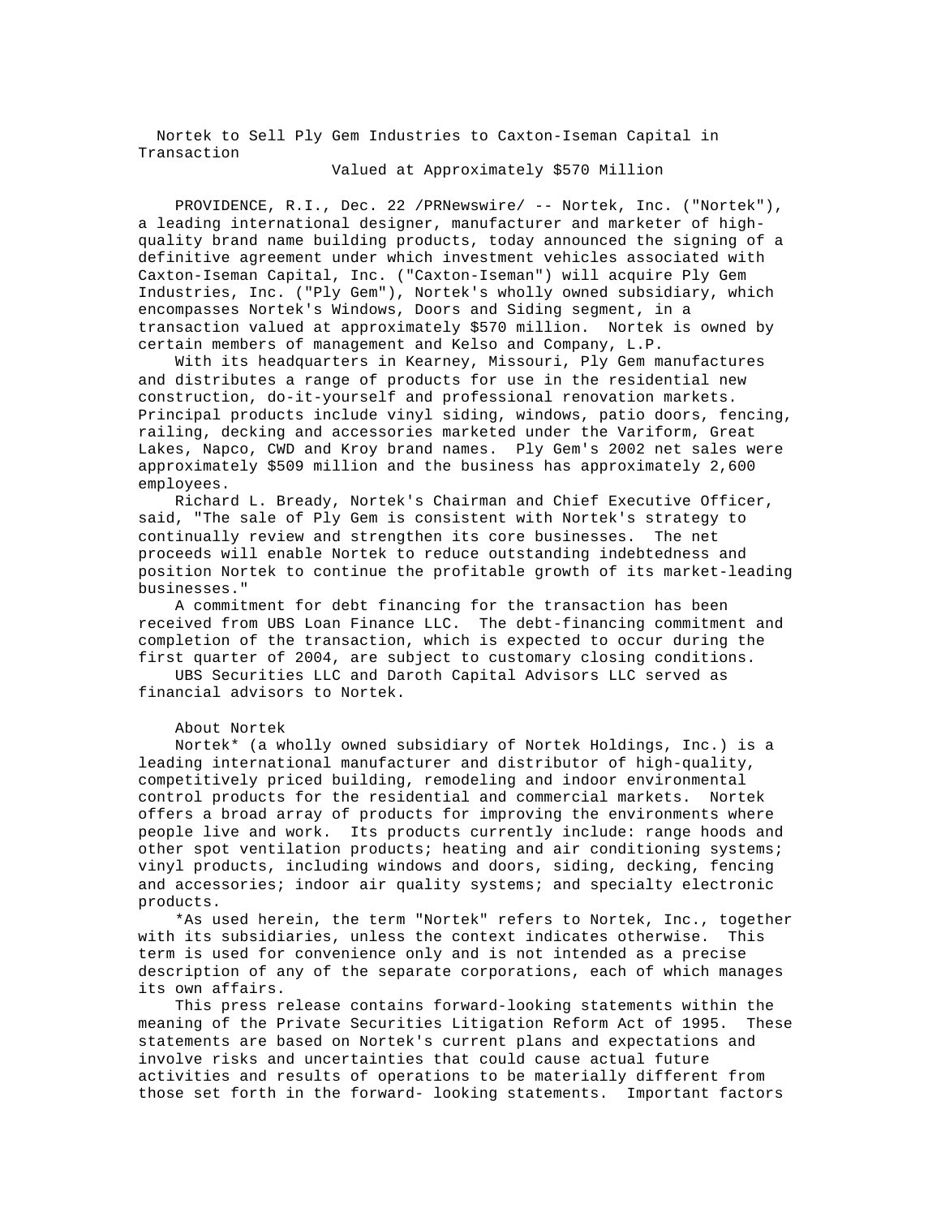# Nortek to Sell Ply Gem Industries to Caxton-Iseman Capital in Transaction Valued at Approximately $570 Million

PROVIDENCE, R.I., Dec. 22 /PRNewswire/ -- Nortek, Inc. ("Nortek"), a leading international designer, manufacturer and marketer of high-quality brand name building products, today announced the signing of a definitive agreement under which investment vehicles associated with Caxton-Iseman Capital, Inc. ("Caxton-Iseman") will acquire Ply Gem Industries, Inc. ("Ply Gem"), Nortek's wholly owned subsidiary, which encompasses Nortek's Windows, Doors and Siding segment, in a transaction valued at approximately $570 million. Nortek is owned by certain members of management and Kelso and Company, L.P.

With its headquarters in Kearney, Missouri, Ply Gem manufactures and distributes a range of products for use in the residential new construction, do-it-yourself and professional renovation markets. Principal products include vinyl siding, windows, patio doors, fencing, railing, decking and accessories marketed under the Variform, Great Lakes, Napco, CWD and Kroy brand names. Ply Gem's 2002 net sales were approximately $509 million and the business has approximately 2,600 employees.

Richard L. Bready, Nortek's Chairman and Chief Executive Officer, said, "The sale of Ply Gem is consistent with Nortek's strategy to continually review and strengthen its core businesses. The net proceeds will enable Nortek to reduce outstanding indebtedness and position Nortek to continue the profitable growth of its market-leading businesses."

A commitment for debt financing for the transaction has been received from UBS Loan Finance LLC. The debt-financing commitment and completion of the transaction, which is expected to occur during the first quarter of 2004, are subject to customary closing conditions.

UBS Securities LLC and Daroth Capital Advisors LLC served as financial advisors to Nortek.

## About Nortek

Nortek* (a wholly owned subsidiary of Nortek Holdings, Inc.) is a leading international manufacturer and distributor of high-quality, competitively priced building, remodeling and indoor environmental control products for the residential and commercial markets. Nortek offers a broad array of products for improving the environments where people live and work. Its products currently include: range hoods and other spot ventilation products; heating and air conditioning systems; vinyl products, including windows and doors, siding, decking, fencing and accessories; indoor air quality systems; and specialty electronic products.

*As used herein, the term "Nortek" refers to Nortek, Inc., together with its subsidiaries, unless the context indicates otherwise. This term is used for convenience only and is not intended as a precise description of any of the separate corporations, each of which manages its own affairs.

This press release contains forward-looking statements within the meaning of the Private Securities Litigation Reform Act of 1995. These statements are based on Nortek's current plans and expectations and involve risks and uncertainties that could cause actual future activities and results of operations to be materially different from those set forth in the forward- looking statements. Important factors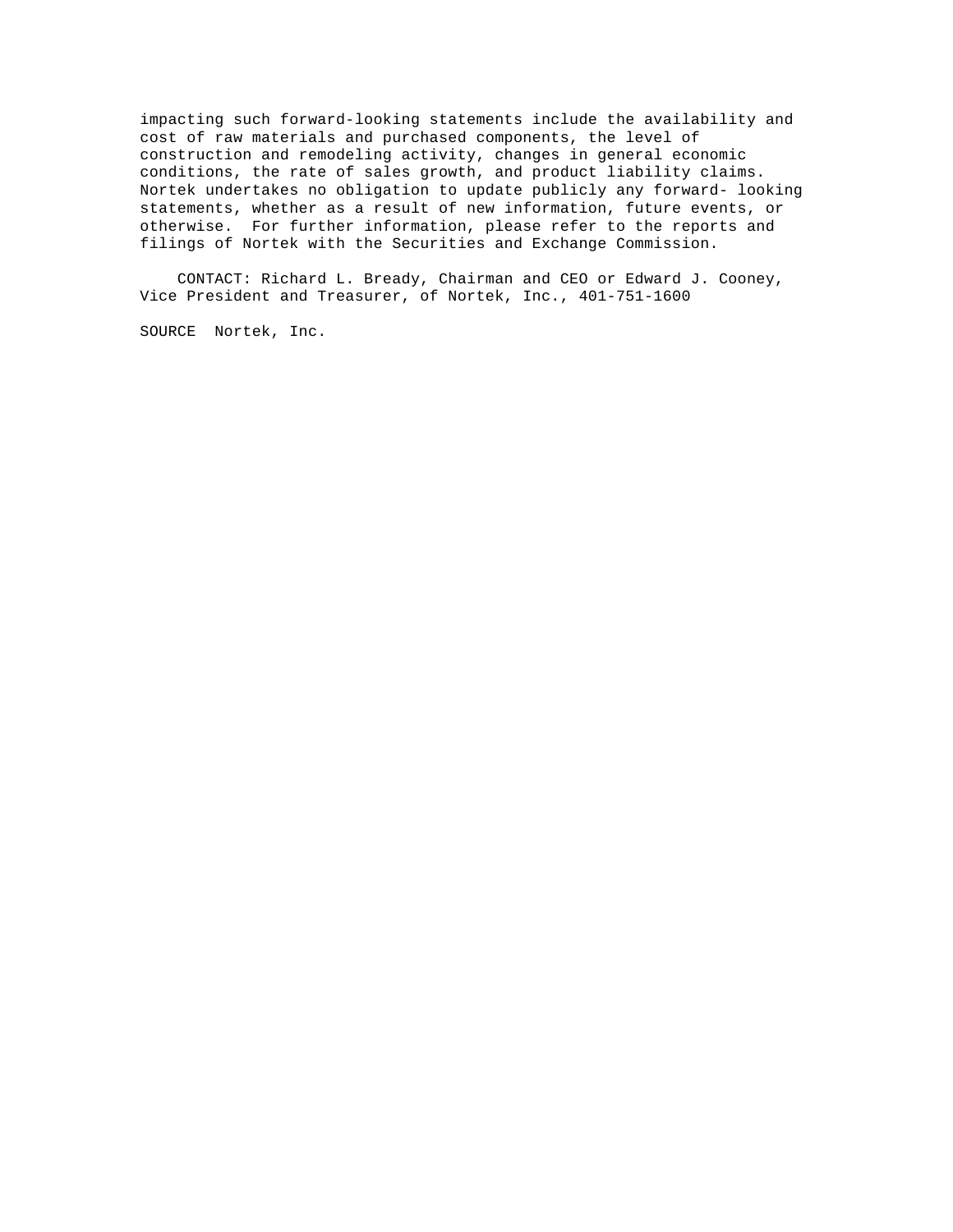impacting such forward-looking statements include the availability and cost of raw materials and purchased components, the level of construction and remodeling activity, changes in general economic conditions, the rate of sales growth, and product liability claims. Nortek undertakes no obligation to update publicly any forward- looking statements, whether as a result of new information, future events, or otherwise. For further information, please refer to the reports and filings of Nortek with the Securities and Exchange Commission.

CONTACT: Richard L. Bready, Chairman and CEO or Edward J. Cooney, Vice President and Treasurer, of Nortek, Inc., 401-751-1600

SOURCE Nortek, Inc.